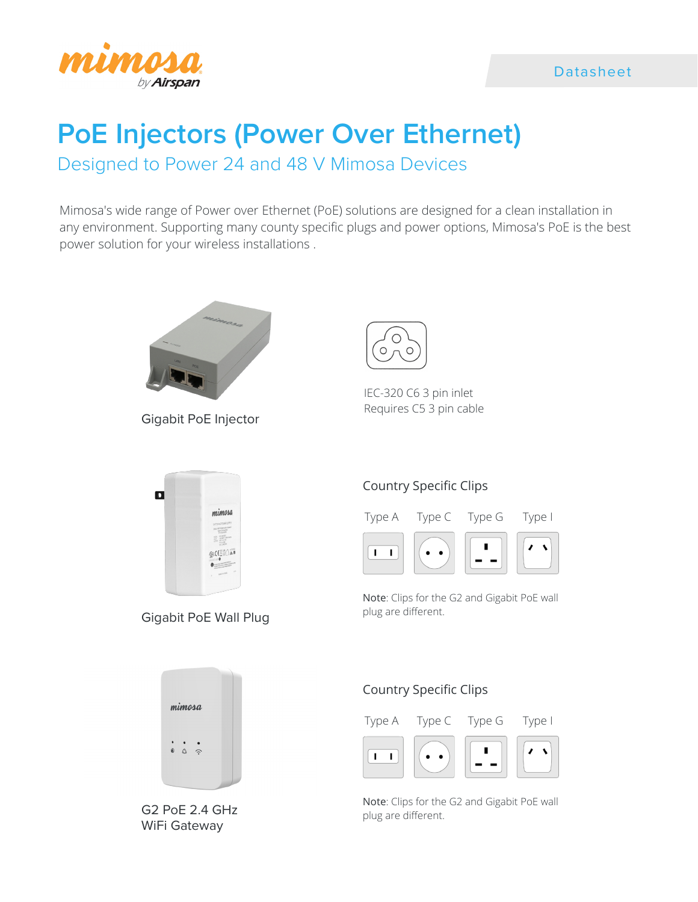Datasheet

# PoE Injectors (Power Over Ethernet)

## Designed to Power 24 and 48 V Mimosa Devices

Mimosa's wide range of Power over Ethernet (PoE) solutions are designed for a clean installation in any environment. Supporting many county specific plugs and power options, Mimosa's PoE is the best power solution for your wireless installations .

Gigabit PoE Injector

IEC-320 C6 3 pin inlet
Requires C5 3 pin cable

Gigabit PoE Wall Plug

Country Specific Clips

Type A Type C Type G Type I

**Note**: Clips for the G2 and Gigabit PoE wall plug are different.

G2 PoE 2.4 GHz WiFi Gateway

Country Specific Clips

Type A Type C Type G Type I

**Note**: Clips for the G2 and Gigabit PoE wall plug are different.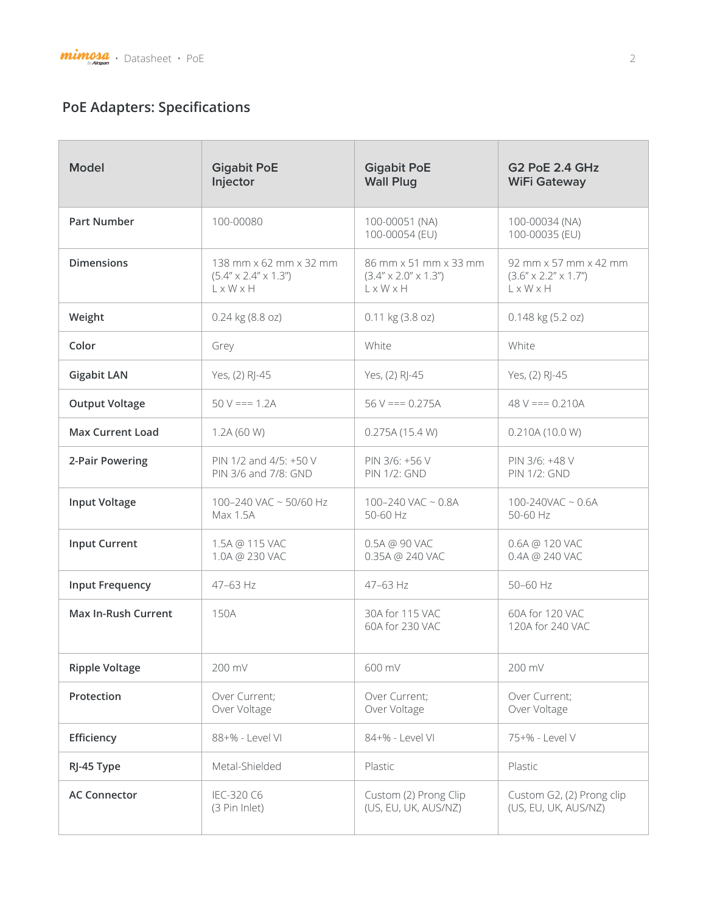## PoE Adapters: Specifications

| Model | Gigabit PoE Injector | Gigabit PoE Wall Plug | G2 PoE 2.4 GHz WiFi Gateway |
|---|---|---|---|
| Part Number | 100-00080 | 100-00051 (NA)<br>100-00054 (EU) | 100-00034 (NA)<br>100-00035 (EU) |
| Dimensions | 138 mm x 62 mm x 32 mm<br>(5.4" x 2.4" x 1.3")<br>L x W x H | 86 mm x 51 mm x 33 mm<br>(3.4" x 2.0" x 1.3")<br>L x W x H | 92 mm x 57 mm x 42 mm<br>(3.6" x 2.2" x 1.7")<br>L x W x H |
| Weight | 0.24 kg (8.8 oz) | 0.11 kg (3.8 oz) | 0.148 kg (5.2 oz) |
| Color | Grey | White | White |
| Gigabit LAN | Yes, (2) RJ-45 | Yes, (2) RJ-45 | Yes, (2) RJ-45 |
| Output Voltage | 50 V === 1.2A | 56 V === 0.275A | 48 V === 0.210A |
| Max Current Load | 1.2A (60 W) | 0.275A (15.4 W) | 0.210A (10.0 W) |
| 2-Pair Powering | PIN 1/2 and 4/5: +50 V<br>PIN 3/6 and 7/8: GND | PIN 3/6: +56 V<br>PIN 1/2: GND | PIN 3/6: +48 V<br>PIN 1/2: GND |
| Input Voltage | 100–240 VAC ~ 50/60 Hz<br>Max 1.5A | 100–240 VAC ~ 0.8A<br>50-60 Hz | 100-240VAC ~ 0.6A<br>50-60 Hz |
| Input Current | 1.5A @ 115 VAC<br>1.0A @ 230 VAC | 0.5A @ 90 VAC<br>0.35A @ 240 VAC | 0.6A @ 120 VAC<br>0.4A @ 240 VAC |
| Input Frequency | 47–63 Hz | 47–63 Hz | 50–60 Hz |
| Max In-Rush Current | 150A | 30A for 115 VAC<br>60A for 230 VAC | 60A for 120 VAC<br>120A for 240 VAC |
| Ripple Voltage | 200 mV | 600 mV | 200 mV |
| Protection | Over Current;<br>Over Voltage | Over Current;<br>Over Voltage | Over Current;<br>Over Voltage |
| Efficiency | 88+% - Level VI | 84+% - Level VI | 75+% - Level V |
| RJ-45 Type | Metal-Shielded | Plastic | Plastic |
| AC Connector | IEC-320 C6<br>(3 Pin Inlet) | Custom (2) Prong Clip<br>(US, EU, UK, AUS/NZ) | Custom G2, (2) Prong clip<br>(US, EU, UK, AUS/NZ) |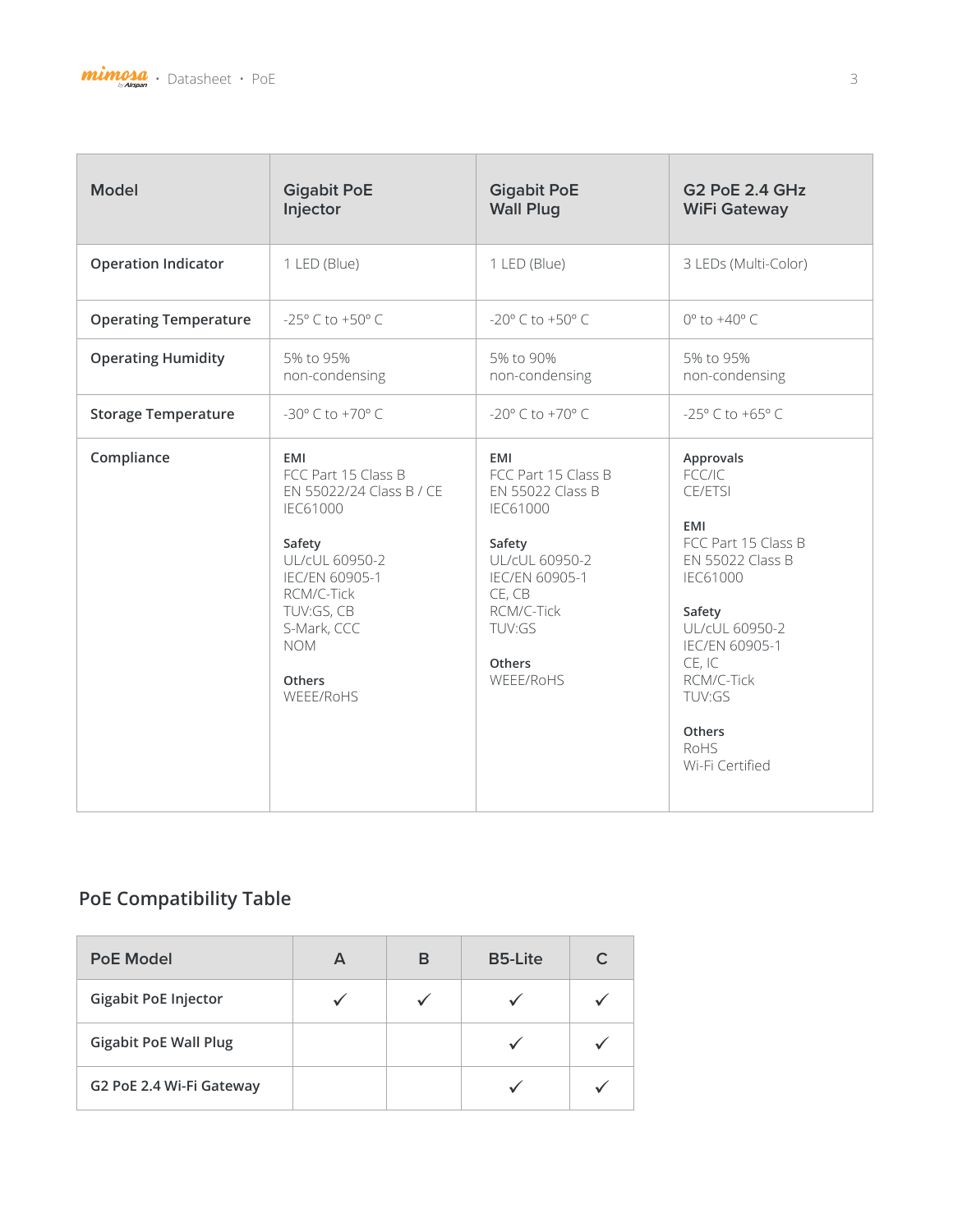| Model | Gigabit PoE Injector | Gigabit PoE Wall Plug | G2 PoE 2.4 GHz WiFi Gateway |
| --- | --- | --- | --- |
| **Operation Indicator** | 1 LED (Blue) | 1 LED (Blue) | 3 LEDs (Multi-Color) |
| **Operating Temperature** | -25° C to +50° C | -20° C to +50° C | 0° to +40° C |
| **Operating Humidity** | 5% to 95% non-condensing | 5% to 90% non-condensing | 5% to 95% non-condensing |
| **Storage Temperature** | -30° C to +70° C | -20° C to +70° C | -25° C to +65° C |
| **Compliance** | **EMI**<br>FCC Part 15 Class B<br>EN 55022/24 Class B / CE<br>IEC61000<br><br>**Safety**<br>UL/cUL 60950-2<br>IEC/EN 60905-1<br>RCM/C-Tick<br>TUV:GS, CB<br>S-Mark, CCC<br>NOM<br><br>**Others**<br>WEEE/RoHS | **EMI**<br>FCC Part 15 Class B<br>EN 55022 Class B<br>IEC61000<br><br>**Safety**<br>UL/cUL 60950-2<br>IEC/EN 60905-1<br>CE, CB<br>RCM/C-Tick<br>TUV:GS<br><br>**Others**<br>WEEE/RoHS | **Approvals**<br>FCC/IC<br>CE/ETSI<br><br>**EMI**<br>FCC Part 15 Class B<br>EN 55022 Class B<br>IEC61000<br><br>**Safety**<br>UL/cUL 60950-2<br>IEC/EN 60905-1<br>CE, IC<br>RCM/C-Tick<br>TUV:GS<br><br>**Others**<br>RoHS<br>Wi-Fi Certified |

## PoE Compatibility Table

| PoE Model | A | B | B5-Lite | C |
| --- | --- | --- | --- | --- |
| **Gigabit PoE Injector** | ✓ | ✓ | ✓ | ✓ |
| **Gigabit PoE Wall Plug** | | | ✓ | ✓ |
| **G2 PoE 2.4 Wi-Fi Gateway** | | | ✓ | ✓ |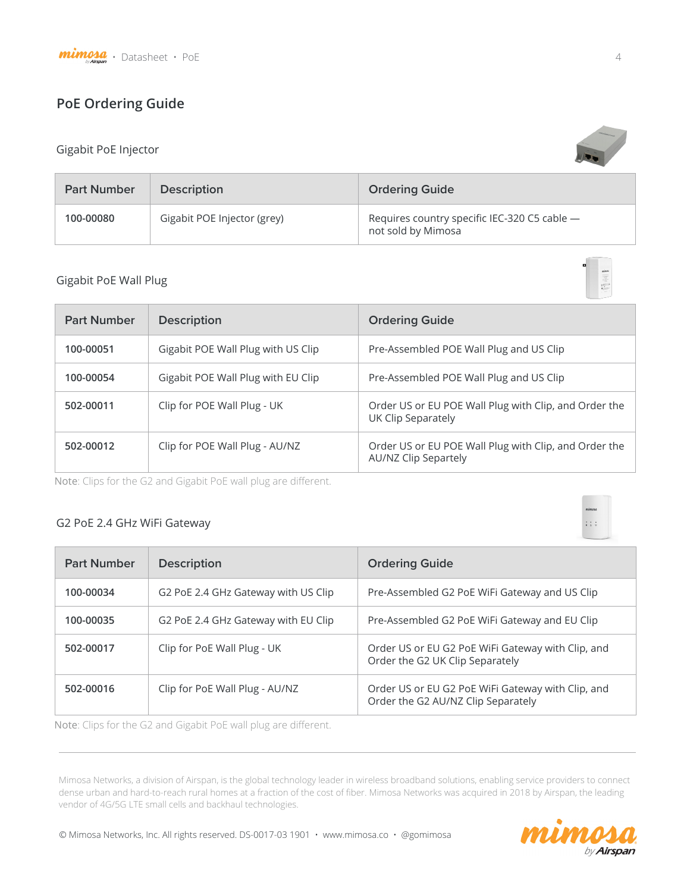## PoE Ordering Guide

### Gigabit PoE Injector

| Part Number | Description | Ordering Guide |
|---|---|---|
| 100-00080 | Gigabit POE Injector (grey) | Requires country specific IEC-320 C5 cable — not sold by Mimosa |

### Gigabit PoE Wall Plug

| Part Number | Description | Ordering Guide |
|---|---|---|
| 100-00051 | Gigabit POE Wall Plug with US Clip | Pre-Assembled POE Wall Plug and US Clip |
| 100-00054 | Gigabit POE Wall Plug with EU Clip | Pre-Assembled POE Wall Plug and US Clip |
| 502-00011 | Clip for POE Wall Plug - UK | Order US or EU POE Wall Plug with Clip, and Order the UK Clip Separately |
| 502-00012 | Clip for POE Wall Plug - AU/NZ | Order US or EU POE Wall Plug with Clip, and Order the AU/NZ Clip Separtely |

Note: Clips for the G2 and Gigabit PoE wall plug are different.

### G2 PoE 2.4 GHz WiFi Gateway

| Part Number | Description | Ordering Guide |
|---|---|---|
| 100-00034 | G2 PoE 2.4 GHz Gateway with US Clip | Pre-Assembled G2 PoE WiFi Gateway and US Clip |
| 100-00035 | G2 PoE 2.4 GHz Gateway with EU Clip | Pre-Assembled G2 PoE WiFi Gateway and EU Clip |
| 502-00017 | Clip for PoE Wall Plug - UK | Order US or EU G2 PoE WiFi Gateway with Clip, and Order the G2 UK Clip Separately |
| 502-00016 | Clip for PoE Wall Plug - AU/NZ | Order US or EU G2 PoE WiFi Gateway with Clip, and Order the G2 AU/NZ Clip Separately |

Note: Clips for the G2 and Gigabit PoE wall plug are different.

Mimosa Networks, a division of Airspan, is the global technology leader in wireless broadband solutions, enabling service providers to connect dense urban and hard-to-reach rural homes at a fraction of the cost of fiber. Mimosa Networks was acquired in 2018 by Airspan, the leading vendor of 4G/5G LTE small cells and backhaul technologies.

© Mimosa Networks, Inc. All rights reserved. DS-0017-03 1901 • www.mimosa.co • @gomimosa